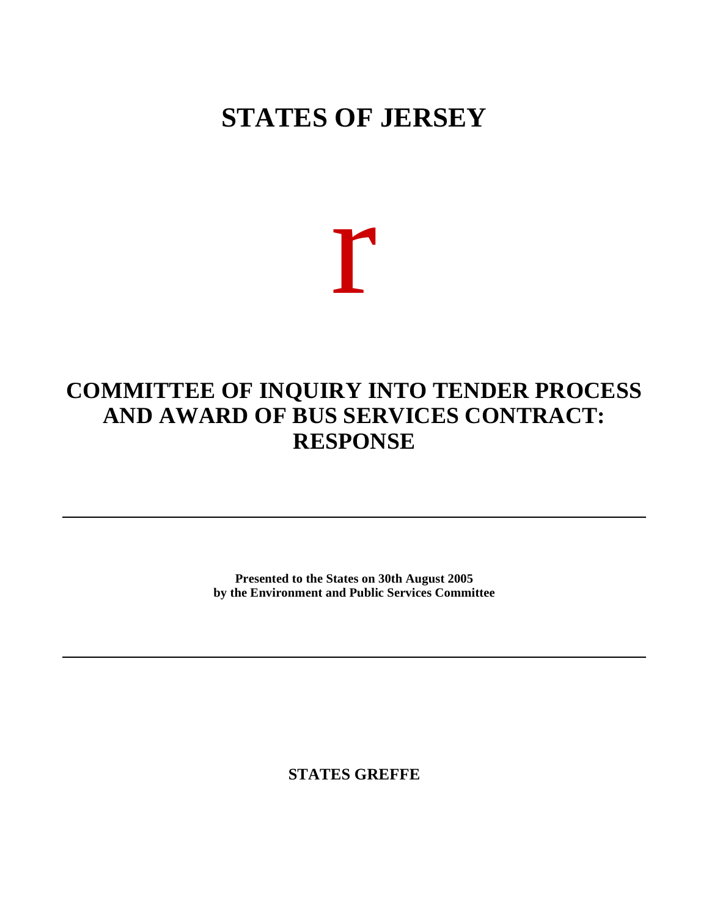# STATES OF JERSEY

r

## COMMITTEE OF INQUIRY INTO TENDER PROCESS AND AWARD OF BUS SERVICES CONTRACT: RESPONSE

---

**Presented to the States on 30th August 2005**
**by the Environment and Public Services Committee**

---

**STATES GREFFE**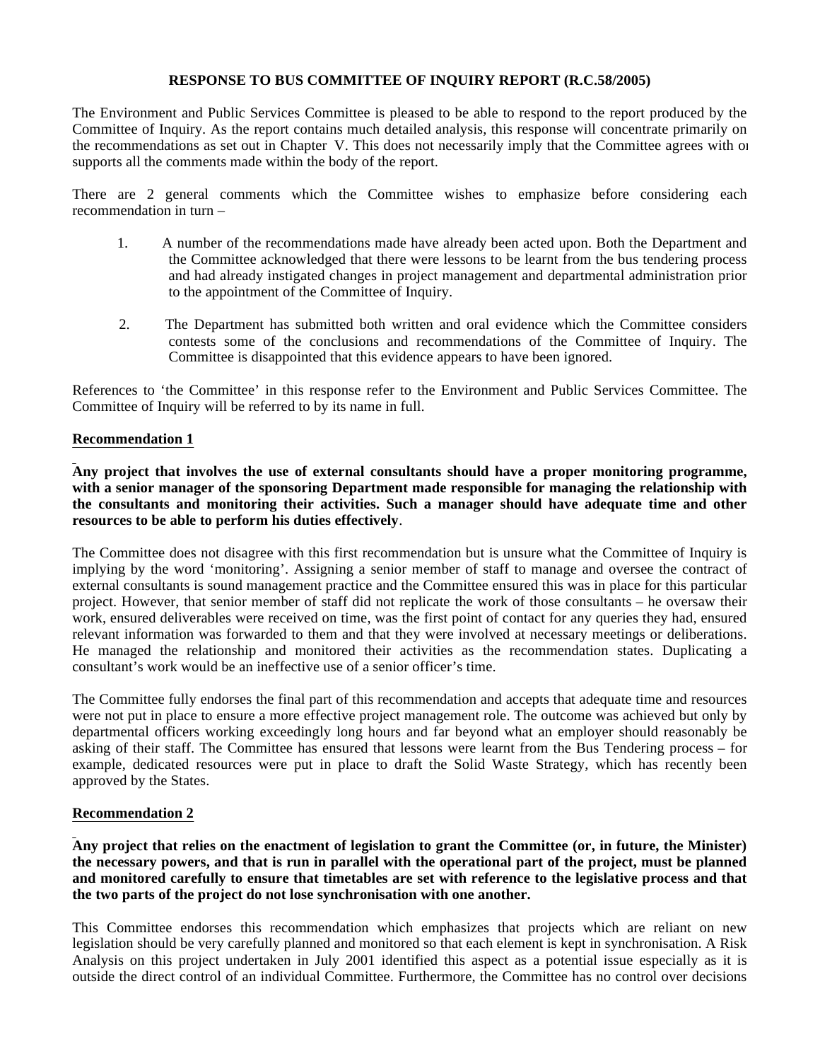**RESPONSE TO BUS COMMITTEE OF INQUIRY REPORT (R.C.58/2005)**

The Environment and Public Services Committee is pleased to be able to respond to the report produced by the Committee of Inquiry. As the report contains much detailed analysis, this response will concentrate primarily on the recommendations as set out in Chapter V. This does not necessarily imply that the Committee agrees with or supports all the comments made within the body of the report.

There are 2 general comments which the Committee wishes to emphasize before considering each recommendation in turn –

1. A number of the recommendations made have already been acted upon. Both the Department and the Committee acknowledged that there were lessons to be learnt from the bus tendering process and had already instigated changes in project management and departmental administration prior to the appointment of the Committee of Inquiry.

2. The Department has submitted both written and oral evidence which the Committee considers contests some of the conclusions and recommendations of the Committee of Inquiry. The Committee is disappointed that this evidence appears to have been ignored.

References to 'the Committee' in this response refer to the Environment and Public Services Committee. The Committee of Inquiry will be referred to by its name in full.

**Recommendation 1**

**Any project that involves the use of external consultants should have a proper monitoring programme, with a senior manager of the sponsoring Department made responsible for managing the relationship with the consultants and monitoring their activities. Such a manager should have adequate time and other resources to be able to perform his duties effectively**.

The Committee does not disagree with this first recommendation but is unsure what the Committee of Inquiry is implying by the word 'monitoring'. Assigning a senior member of staff to manage and oversee the contract of external consultants is sound management practice and the Committee ensured this was in place for this particular project. However, that senior member of staff did not replicate the work of those consultants – he oversaw their work, ensured deliverables were received on time, was the first point of contact for any queries they had, ensured relevant information was forwarded to them and that they were involved at necessary meetings or deliberations. He managed the relationship and monitored their activities as the recommendation states. Duplicating a consultant's work would be an ineffective use of a senior officer's time.

The Committee fully endorses the final part of this recommendation and accepts that adequate time and resources were not put in place to ensure a more effective project management role. The outcome was achieved but only by departmental officers working exceedingly long hours and far beyond what an employer should reasonably be asking of their staff. The Committee has ensured that lessons were learnt from the Bus Tendering process – for example, dedicated resources were put in place to draft the Solid Waste Strategy, which has recently been approved by the States.

**Recommendation 2**

**Any project that relies on the enactment of legislation to grant the Committee (or, in future, the Minister) the necessary powers, and that is run in parallel with the operational part of the project, must be planned and monitored carefully to ensure that timetables are set with reference to the legislative process and that the two parts of the project do not lose synchronisation with one another.**

This Committee endorses this recommendation which emphasizes that projects which are reliant on new legislation should be very carefully planned and monitored so that each element is kept in synchronisation. A Risk Analysis on this project undertaken in July 2001 identified this aspect as a potential issue especially as it is outside the direct control of an individual Committee. Furthermore, the Committee has no control over decisions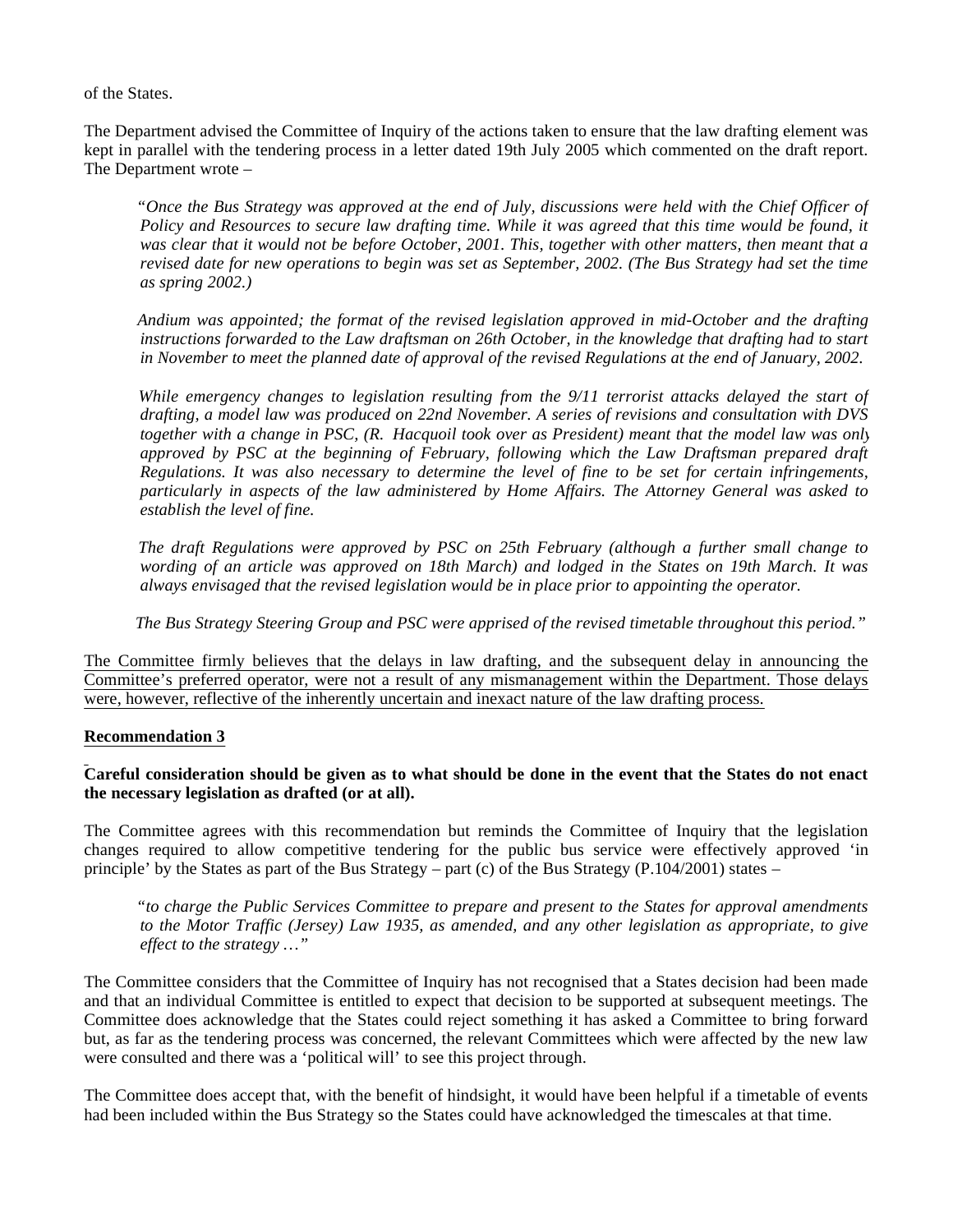of the States.

The Department advised the Committee of Inquiry of the actions taken to ensure that the law drafting element was kept in parallel with the tendering process in a letter dated 19th July 2005 which commented on the draft report. The Department wrote –

> "*Once the Bus Strategy was approved at the end of July, discussions were held with the Chief Officer of Policy and Resources to secure law drafting time. While it was agreed that this time would be found, it was clear that it would not be before October, 2001. This, together with other matters, then meant that a revised date for new operations to begin was set as September, 2002. (The Bus Strategy had set the time as spring 2002.)*
>
> *Andium was appointed; the format of the revised legislation approved in mid-October and the drafting instructions forwarded to the Law draftsman on 26th October, in the knowledge that drafting had to start in November to meet the planned date of approval of the revised Regulations at the end of January, 2002.*
>
> *While emergency changes to legislation resulting from the 9/11 terrorist attacks delayed the start of drafting, a model law was produced on 22nd November. A series of revisions and consultation with DVS together with a change in PSC, (R. Hacquoil took over as President) meant that the model law was only approved by PSC at the beginning of February, following which the Law Draftsman prepared draft Regulations. It was also necessary to determine the level of fine to be set for certain infringements, particularly in aspects of the law administered by Home Affairs. The Attorney General was asked to establish the level of fine.*
>
> *The draft Regulations were approved by PSC on 25th February (although a further small change to wording of an article was approved on 18th March) and lodged in the States on 19th March. It was always envisaged that the revised legislation would be in place prior to appointing the operator.*
>
> *The Bus Strategy Steering Group and PSC were apprised of the revised timetable throughout this period.*"

<u>The Committee firmly believes that the delays in law drafting, and the subsequent delay in announcing the Committee's preferred operator, were not a result of any mismanagement within the Department. Those delays were, however, reflective of the inherently uncertain and inexact nature of the law drafting process.</u>

**<u>Recommendation 3</u>**

**Careful consideration should be given as to what should be done in the event that the States do not enact the necessary legislation as drafted (or at all).**

The Committee agrees with this recommendation but reminds the Committee of Inquiry that the legislation changes required to allow competitive tendering for the public bus service were effectively approved 'in principle' by the States as part of the Bus Strategy – part (c) of the Bus Strategy (P.104/2001) states –

> "*to charge the Public Services Committee to prepare and present to the States for approval amendments to the Motor Traffic (Jersey) Law 1935, as amended, and any other legislation as appropriate, to give effect to the strategy …*"

The Committee considers that the Committee of Inquiry has not recognised that a States decision had been made and that an individual Committee is entitled to expect that decision to be supported at subsequent meetings. The Committee does acknowledge that the States could reject something it has asked a Committee to bring forward but, as far as the tendering process was concerned, the relevant Committees which were affected by the new law were consulted and there was a 'political will' to see this project through.

The Committee does accept that, with the benefit of hindsight, it would have been helpful if a timetable of events had been included within the Bus Strategy so the States could have acknowledged the timescales at that time.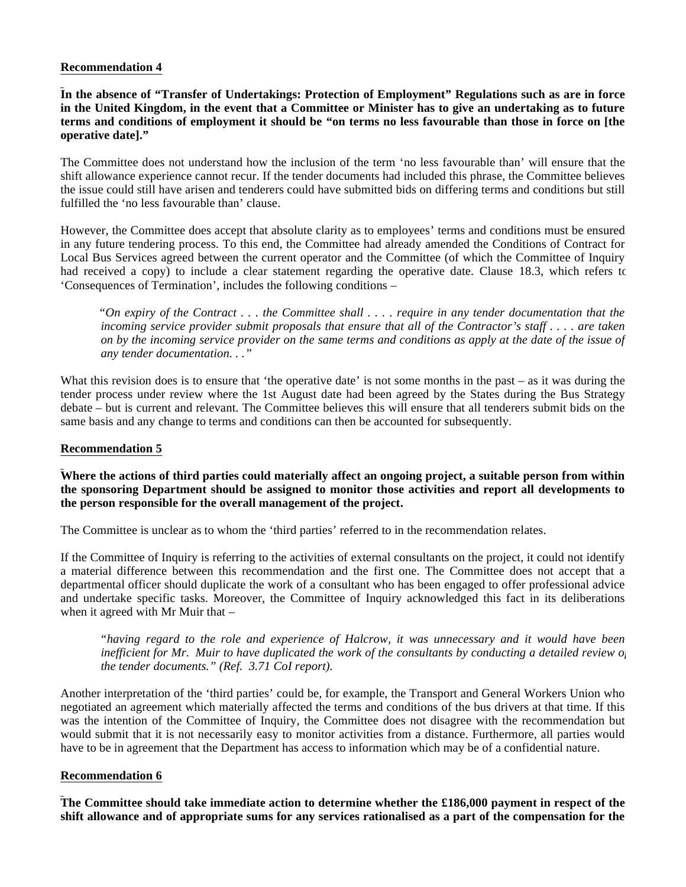**Recommendation 4**

**In the absence of "Transfer of Undertakings: Protection of Employment" Regulations such as are in force in the United Kingdom, in the event that a Committee or Minister has to give an undertaking as to future terms and conditions of employment it should be "on terms no less favourable than those in force on [the operative date]."**

The Committee does not understand how the inclusion of the term 'no less favourable than' will ensure that the shift allowance experience cannot recur. If the tender documents had included this phrase, the Committee believes the issue could still have arisen and tenderers could have submitted bids on differing terms and conditions but still fulfilled the 'no less favourable than' clause.

However, the Committee does accept that absolute clarity as to employees' terms and conditions must be ensured in any future tendering process. To this end, the Committee had already amended the Conditions of Contract for Local Bus Services agreed between the current operator and the Committee (of which the Committee of Inquiry had received a copy) to include a clear statement regarding the operative date. Clause 18.3, which refers to 'Consequences of Termination', includes the following conditions –

> *"On expiry of the Contract . . . the Committee shall . . . . require in any tender documentation that the incoming service provider submit proposals that ensure that all of the Contractor's staff . . . . are taken on by the incoming service provider on the same terms and conditions as apply at the date of the issue of any tender documentation. . ."*

What this revision does is to ensure that 'the operative date' is not some months in the past – as it was during the tender process under review where the 1st August date had been agreed by the States during the Bus Strategy debate – but is current and relevant. The Committee believes this will ensure that all tenderers submit bids on the same basis and any change to terms and conditions can then be accounted for subsequently.

**Recommendation 5**

**Where the actions of third parties could materially affect an ongoing project, a suitable person from within the sponsoring Department should be assigned to monitor those activities and report all developments to the person responsible for the overall management of the project.**

The Committee is unclear as to whom the 'third parties' referred to in the recommendation relates.

If the Committee of Inquiry is referring to the activities of external consultants on the project, it could not identify a material difference between this recommendation and the first one. The Committee does not accept that a departmental officer should duplicate the work of a consultant who has been engaged to offer professional advice and undertake specific tasks. Moreover, the Committee of Inquiry acknowledged this fact in its deliberations when it agreed with Mr Muir that –

> *"having regard to the role and experience of Halcrow, it was unnecessary and it would have been inefficient for Mr. Muir to have duplicated the work of the consultants by conducting a detailed review of the tender documents." (Ref. 3.71 CoI report).*

Another interpretation of the 'third parties' could be, for example, the Transport and General Workers Union who negotiated an agreement which materially affected the terms and conditions of the bus drivers at that time. If this was the intention of the Committee of Inquiry, the Committee does not disagree with the recommendation but would submit that it is not necessarily easy to monitor activities from a distance. Furthermore, all parties would have to be in agreement that the Department has access to information which may be of a confidential nature.

**Recommendation 6**

**The Committee should take immediate action to determine whether the £186,000 payment in respect of the shift allowance and of appropriate sums for any services rationalised as a part of the compensation for the**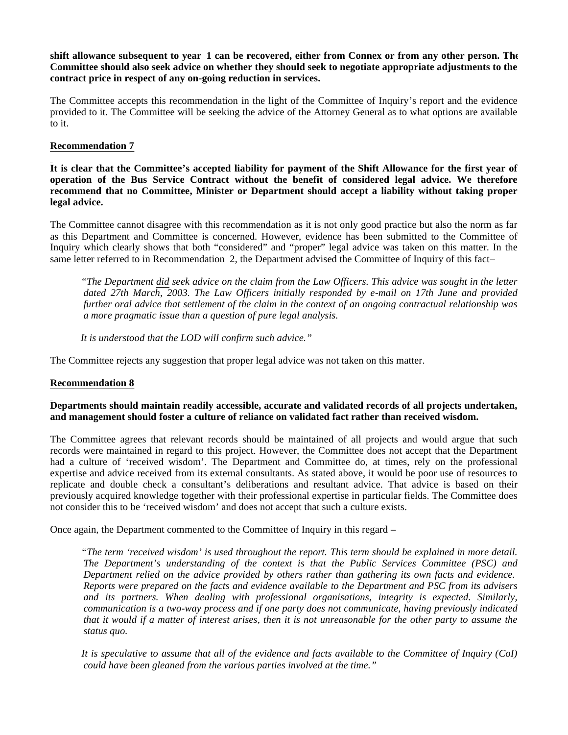**shift allowance subsequent to year 1 can be recovered, either from Connex or from any other person. The Committee should also seek advice on whether they should seek to negotiate appropriate adjustments to the contract price in respect of any on-going reduction in services.**

The Committee accepts this recommendation in the light of the Committee of Inquiry's report and the evidence provided to it. The Committee will be seeking the advice of the Attorney General as to what options are available to it.

**Recommendation 7**

**It is clear that the Committee's accepted liability for payment of the Shift Allowance for the first year of operation of the Bus Service Contract without the benefit of considered legal advice. We therefore recommend that no Committee, Minister or Department should accept a liability without taking proper legal advice.**

The Committee cannot disagree with this recommendation as it is not only good practice but also the norm as far as this Department and Committee is concerned. However, evidence has been submitted to the Committee of Inquiry which clearly shows that both "considered" and "proper" legal advice was taken on this matter. In the same letter referred to in Recommendation 2, the Department advised the Committee of Inquiry of this fact–

> *"The Department did seek advice on the claim from the Law Officers. This advice was sought in the letter dated 27th March, 2003. The Law Officers initially responded by e-mail on 17th June and provided further oral advice that settlement of the claim in the context of an ongoing contractual relationship was a more pragmatic issue than a question of pure legal analysis.*
>
> *It is understood that the LOD will confirm such advice."*

The Committee rejects any suggestion that proper legal advice was not taken on this matter.

**Recommendation 8**

**Departments should maintain readily accessible, accurate and validated records of all projects undertaken, and management should foster a culture of reliance on validated fact rather than received wisdom.**

The Committee agrees that relevant records should be maintained of all projects and would argue that such records were maintained in regard to this project. However, the Committee does not accept that the Department had a culture of 'received wisdom'. The Department and Committee do, at times, rely on the professional expertise and advice received from its external consultants. As stated above, it would be poor use of resources to replicate and double check a consultant's deliberations and resultant advice. That advice is based on their previously acquired knowledge together with their professional expertise in particular fields. The Committee does not consider this to be 'received wisdom' and does not accept that such a culture exists.

Once again, the Department commented to the Committee of Inquiry in this regard –

> *"The term 'received wisdom' is used throughout the report. This term should be explained in more detail. The Department's understanding of the context is that the Public Services Committee (PSC) and Department relied on the advice provided by others rather than gathering its own facts and evidence. Reports were prepared on the facts and evidence available to the Department and PSC from its advisers and its partners. When dealing with professional organisations, integrity is expected. Similarly, communication is a two-way process and if one party does not communicate, having previously indicated that it would if a matter of interest arises, then it is not unreasonable for the other party to assume the status quo.*
>
> *It is speculative to assume that all of the evidence and facts available to the Committee of Inquiry (CoI) could have been gleaned from the various parties involved at the time."*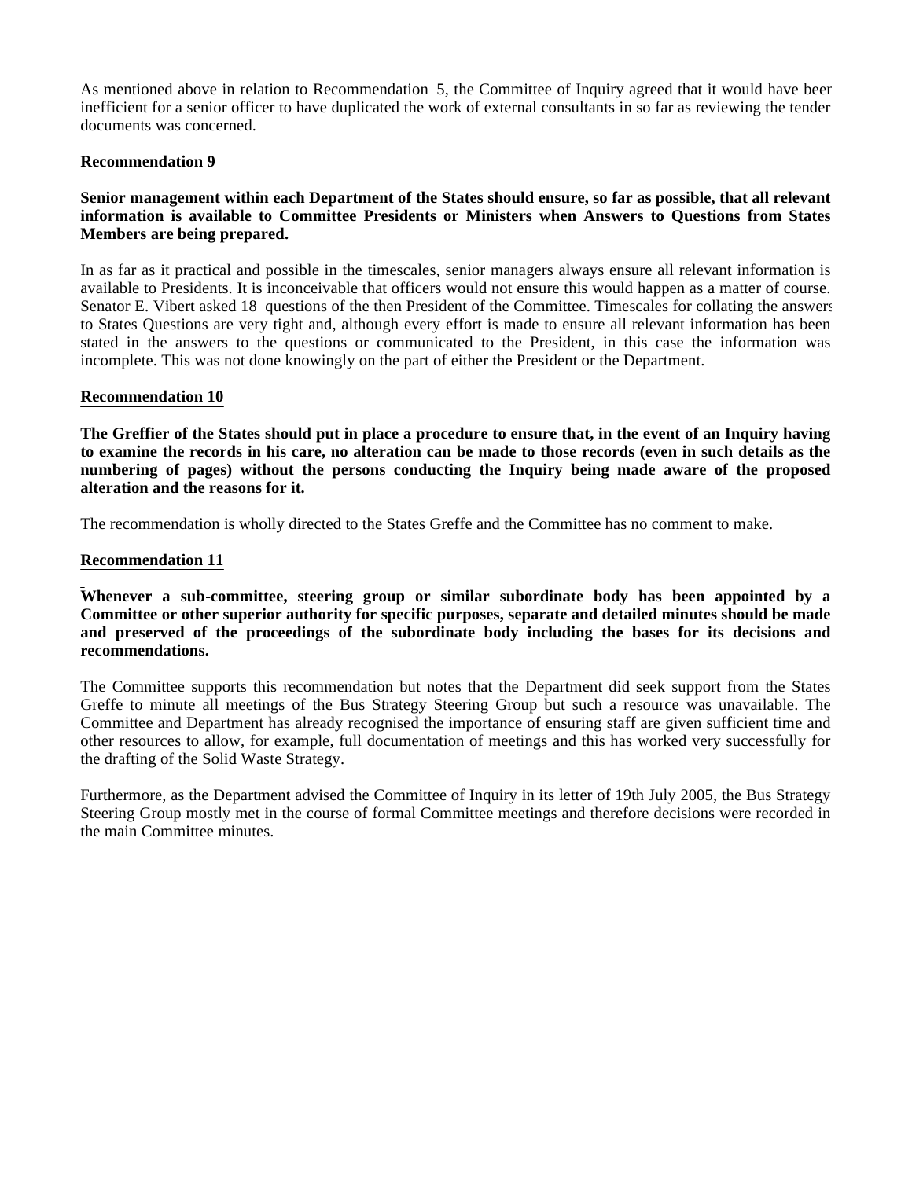As mentioned above in relation to Recommendation 5, the Committee of Inquiry agreed that it would have been inefficient for a senior officer to have duplicated the work of external consultants in so far as reviewing the tender documents was concerned.

**Recommendation 9**

**Senior management within each Department of the States should ensure, so far as possible, that all relevant information is available to Committee Presidents or Ministers when Answers to Questions from States Members are being prepared.**

In as far as it practical and possible in the timescales, senior managers always ensure all relevant information is available to Presidents. It is inconceivable that officers would not ensure this would happen as a matter of course. Senator E. Vibert asked 18 questions of the then President of the Committee. Timescales for collating the answers to States Questions are very tight and, although every effort is made to ensure all relevant information has been stated in the answers to the questions or communicated to the President, in this case the information was incomplete. This was not done knowingly on the part of either the President or the Department.

**Recommendation 10**

**The Greffier of the States should put in place a procedure to ensure that, in the event of an Inquiry having to examine the records in his care, no alteration can be made to those records (even in such details as the numbering of pages) without the persons conducting the Inquiry being made aware of the proposed alteration and the reasons for it.**

The recommendation is wholly directed to the States Greffe and the Committee has no comment to make.

**Recommendation 11**

**Whenever a sub-committee, steering group or similar subordinate body has been appointed by a Committee or other superior authority for specific purposes, separate and detailed minutes should be made and preserved of the proceedings of the subordinate body including the bases for its decisions and recommendations.**

The Committee supports this recommendation but notes that the Department did seek support from the States Greffe to minute all meetings of the Bus Strategy Steering Group but such a resource was unavailable. The Committee and Department has already recognised the importance of ensuring staff are given sufficient time and other resources to allow, for example, full documentation of meetings and this has worked very successfully for the drafting of the Solid Waste Strategy.

Furthermore, as the Department advised the Committee of Inquiry in its letter of 19th July 2005, the Bus Strategy Steering Group mostly met in the course of formal Committee meetings and therefore decisions were recorded in the main Committee minutes.